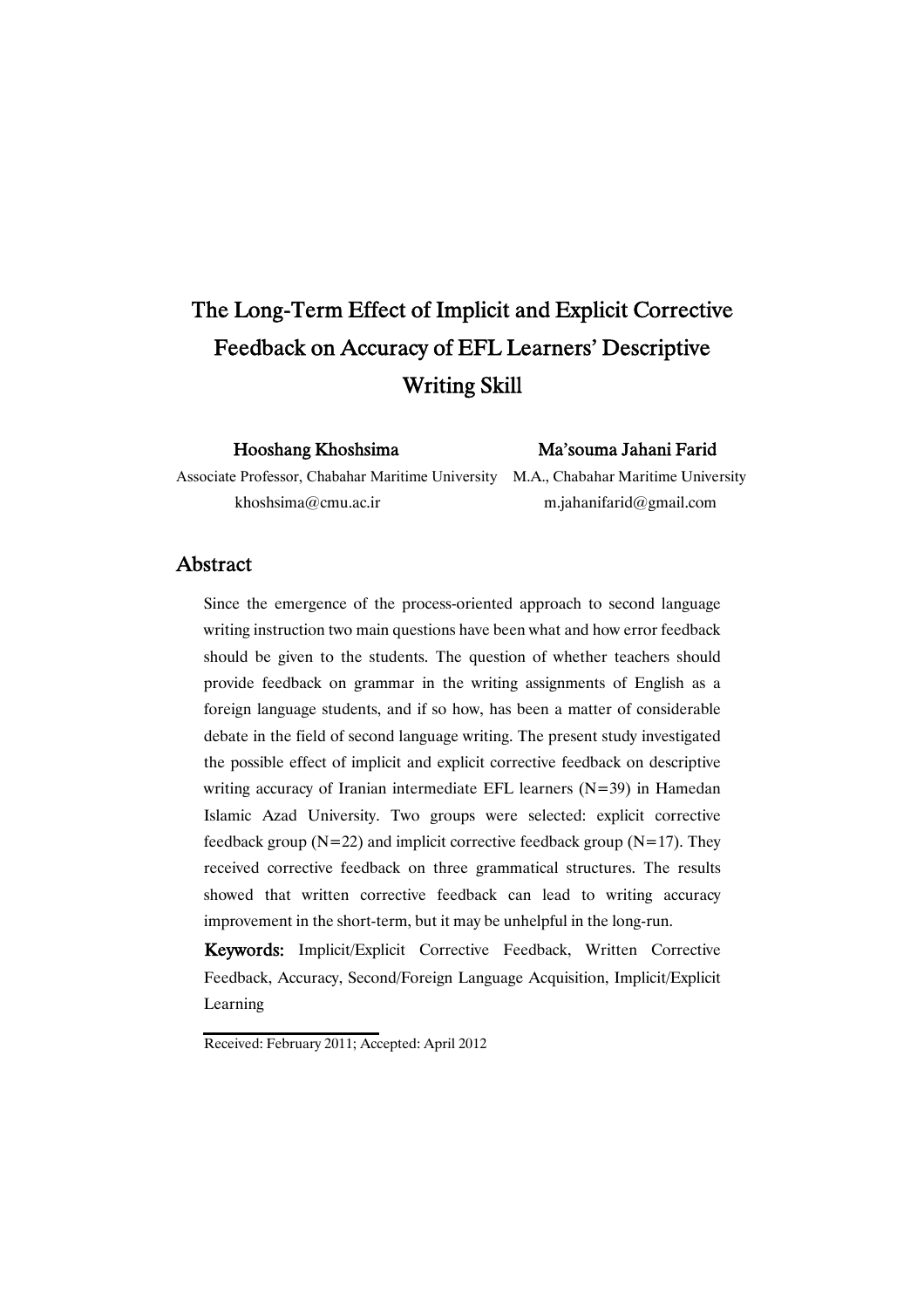# The Long-Term Effect of Implicit and Explicit Corrective Feedback on Accuracy of EFL Learners' Descriptive Writing Skill

**Hooshang Khoshsima**
Associate Professor, Chabahar Maritime University
khoshsima@cmu.ac.ir

**Ma'souma Jahani Farid**
M.A., Chabahar Maritime University
m.jahanifarid@gmail.com

## Abstract

Since the emergence of the process-oriented approach to second language writing instruction two main questions have been what and how error feedback should be given to the students. The question of whether teachers should provide feedback on grammar in the writing assignments of English as a foreign language students, and if so how, has been a matter of considerable debate in the field of second language writing. The present study investigated the possible effect of implicit and explicit corrective feedback on descriptive writing accuracy of Iranian intermediate EFL learners (N=39) in Hamedan Islamic Azad University. Two groups were selected: explicit corrective feedback group (N=22) and implicit corrective feedback group (N=17). They received corrective feedback on three grammatical structures. The results showed that written corrective feedback can lead to writing accuracy improvement in the short-term, but it may be unhelpful in the long-run.

**Keywords:** Implicit/Explicit Corrective Feedback, Written Corrective Feedback, Accuracy, Second/Foreign Language Acquisition, Implicit/Explicit Learning

Received: February 2011; Accepted: April 2012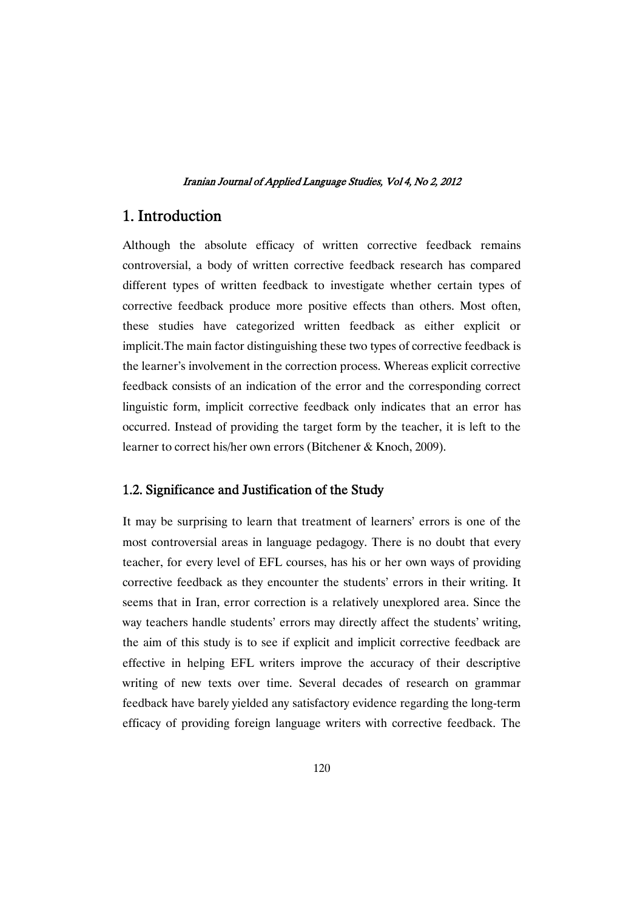# 1. Introduction

Although the absolute efficacy of written corrective feedback remains controversial, a body of written corrective feedback research has compared different types of written feedback to investigate whether certain types of corrective feedback produce more positive effects than others. Most often, these studies have categorized written feedback as either explicit or implicit.The main factor distinguishing these two types of corrective feedback is the learner's involvement in the correction process. Whereas explicit corrective feedback consists of an indication of the error and the corresponding correct linguistic form, implicit corrective feedback only indicates that an error has occurred. Instead of providing the target form by the teacher, it is left to the learner to correct his/her own errors (Bitchener & Knoch, 2009).

## 1.2. Significance and Justification of the Study

It may be surprising to learn that treatment of learners' errors is one of the most controversial areas in language pedagogy. There is no doubt that every teacher, for every level of EFL courses, has his or her own ways of providing corrective feedback as they encounter the students' errors in their writing. It seems that in Iran, error correction is a relatively unexplored area. Since the way teachers handle students' errors may directly affect the students' writing, the aim of this study is to see if explicit and implicit corrective feedback are effective in helping EFL writers improve the accuracy of their descriptive writing of new texts over time. Several decades of research on grammar feedback have barely yielded any satisfactory evidence regarding the long-term efficacy of providing foreign language writers with corrective feedback. The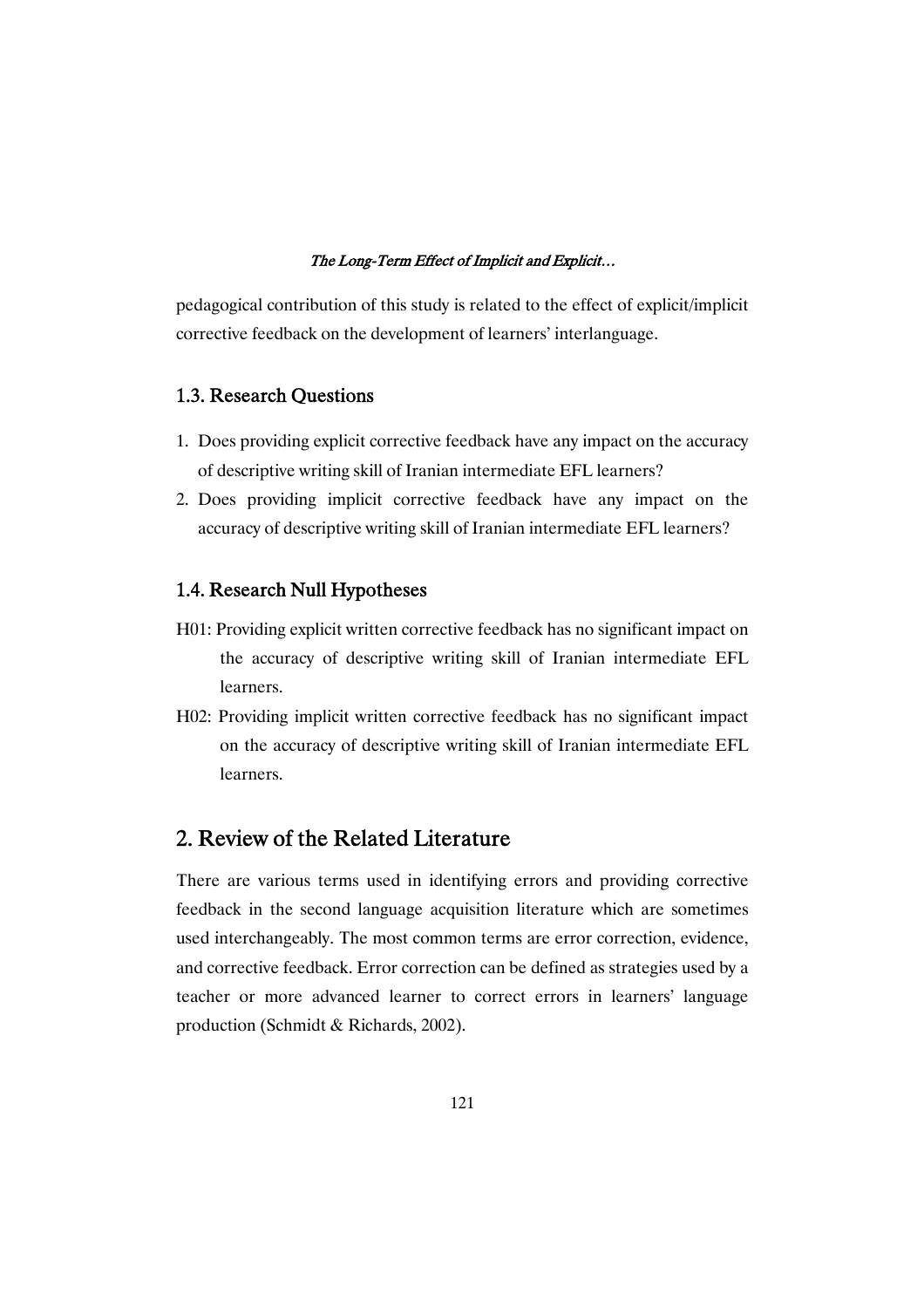pedagogical contribution of this study is related to the effect of explicit/implicit corrective feedback on the development of learners' interlanguage.

### 1.3. Research Questions

1. Does providing explicit corrective feedback have any impact on the accuracy of descriptive writing skill of Iranian intermediate EFL learners?
2. Does providing implicit corrective feedback have any impact on the accuracy of descriptive writing skill of Iranian intermediate EFL learners?

### 1.4. Research Null Hypotheses

H01: Providing explicit written corrective feedback has no significant impact on the accuracy of descriptive writing skill of Iranian intermediate EFL learners.

H02: Providing implicit written corrective feedback has no significant impact on the accuracy of descriptive writing skill of Iranian intermediate EFL learners.

## 2. Review of the Related Literature

There are various terms used in identifying errors and providing corrective feedback in the second language acquisition literature which are sometimes used interchangeably. The most common terms are error correction, evidence, and corrective feedback. Error correction can be defined as strategies used by a teacher or more advanced learner to correct errors in learners' language production (Schmidt & Richards, 2002).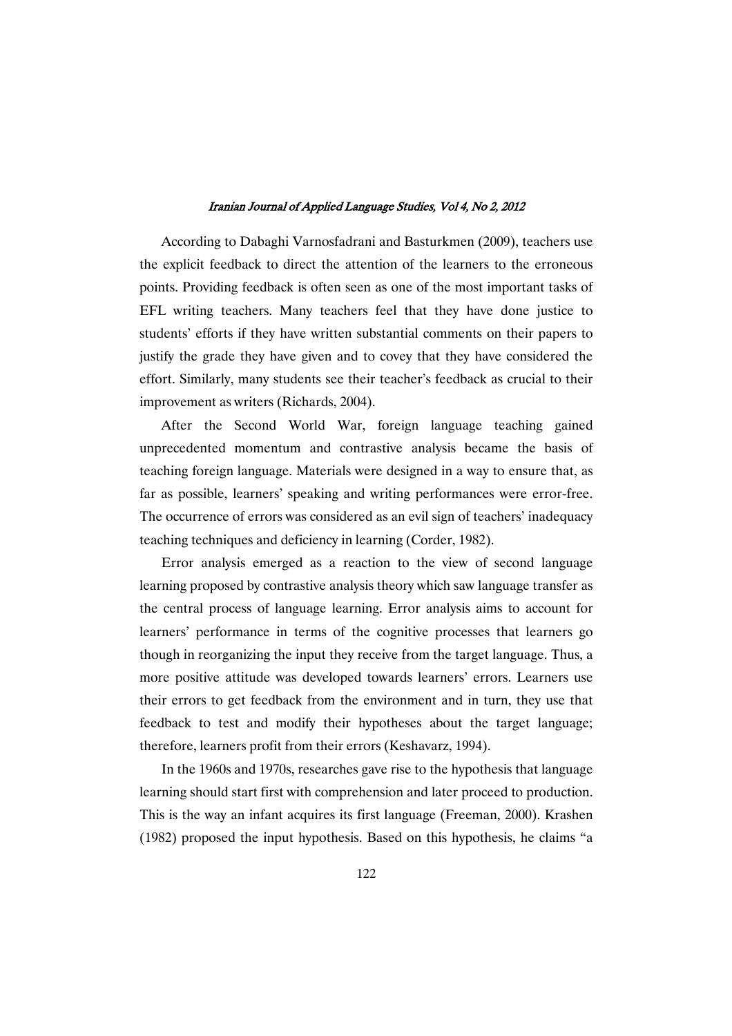According to Dabaghi Varnosfadrani and Basturkmen (2009), teachers use the explicit feedback to direct the attention of the learners to the erroneous points. Providing feedback is often seen as one of the most important tasks of EFL writing teachers. Many teachers feel that they have done justice to students' efforts if they have written substantial comments on their papers to justify the grade they have given and to covey that they have considered the effort. Similarly, many students see their teacher's feedback as crucial to their improvement as writers (Richards, 2004).

After the Second World War, foreign language teaching gained unprecedented momentum and contrastive analysis became the basis of teaching foreign language. Materials were designed in a way to ensure that, as far as possible, learners' speaking and writing performances were error-free. The occurrence of errors was considered as an evil sign of teachers' inadequacy teaching techniques and deficiency in learning (Corder, 1982).

Error analysis emerged as a reaction to the view of second language learning proposed by contrastive analysis theory which saw language transfer as the central process of language learning. Error analysis aims to account for learners' performance in terms of the cognitive processes that learners go though in reorganizing the input they receive from the target language. Thus, a more positive attitude was developed towards learners' errors. Learners use their errors to get feedback from the environment and in turn, they use that feedback to test and modify their hypotheses about the target language; therefore, learners profit from their errors (Keshavarz, 1994).

In the 1960s and 1970s, researches gave rise to the hypothesis that language learning should start first with comprehension and later proceed to production. This is the way an infant acquires its first language (Freeman, 2000). Krashen (1982) proposed the input hypothesis. Based on this hypothesis, he claims "a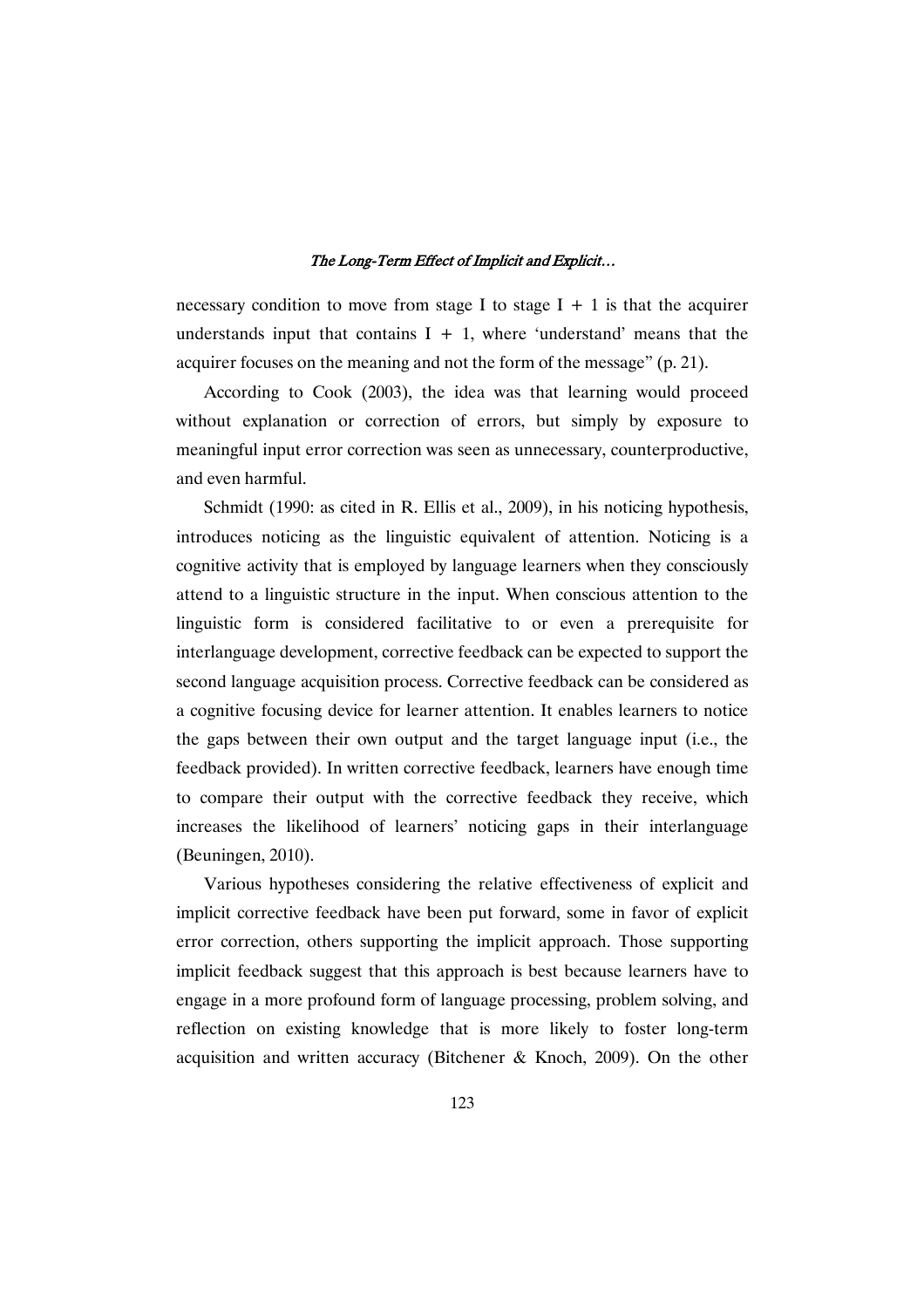necessary condition to move from stage I to stage I + 1 is that the acquirer understands input that contains I + 1, where 'understand' means that the acquirer focuses on the meaning and not the form of the message" (p. 21).

According to Cook (2003), the idea was that learning would proceed without explanation or correction of errors, but simply by exposure to meaningful input error correction was seen as unnecessary, counterproductive, and even harmful.

Schmidt (1990: as cited in R. Ellis et al., 2009), in his noticing hypothesis, introduces noticing as the linguistic equivalent of attention. Noticing is a cognitive activity that is employed by language learners when they consciously attend to a linguistic structure in the input. When conscious attention to the linguistic form is considered facilitative to or even a prerequisite for interlanguage development, corrective feedback can be expected to support the second language acquisition process. Corrective feedback can be considered as a cognitive focusing device for learner attention. It enables learners to notice the gaps between their own output and the target language input (i.e., the feedback provided). In written corrective feedback, learners have enough time to compare their output with the corrective feedback they receive, which increases the likelihood of learners' noticing gaps in their interlanguage (Beuningen, 2010).

Various hypotheses considering the relative effectiveness of explicit and implicit corrective feedback have been put forward, some in favor of explicit error correction, others supporting the implicit approach. Those supporting implicit feedback suggest that this approach is best because learners have to engage in a more profound form of language processing, problem solving, and reflection on existing knowledge that is more likely to foster long-term acquisition and written accuracy (Bitchener & Knoch, 2009). On the other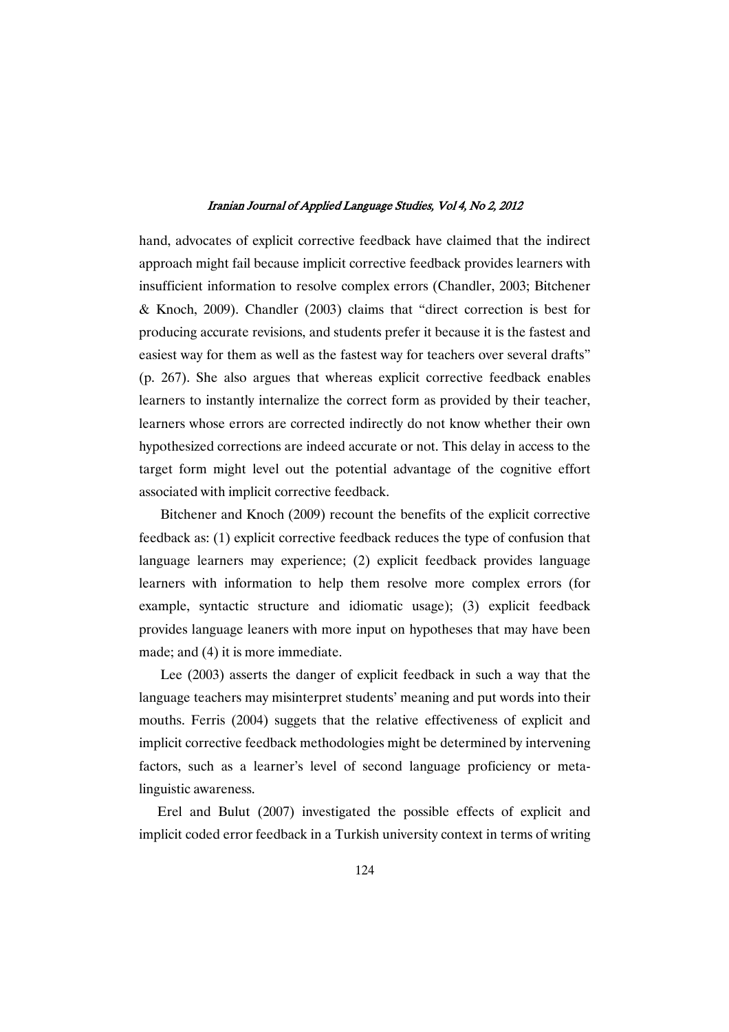hand, advocates of explicit corrective feedback have claimed that the indirect approach might fail because implicit corrective feedback provides learners with insufficient information to resolve complex errors (Chandler, 2003; Bitchener & Knoch, 2009). Chandler (2003) claims that "direct correction is best for producing accurate revisions, and students prefer it because it is the fastest and easiest way for them as well as the fastest way for teachers over several drafts" (p. 267). She also argues that whereas explicit corrective feedback enables learners to instantly internalize the correct form as provided by their teacher, learners whose errors are corrected indirectly do not know whether their own hypothesized corrections are indeed accurate or not. This delay in access to the target form might level out the potential advantage of the cognitive effort associated with implicit corrective feedback.

Bitchener and Knoch (2009) recount the benefits of the explicit corrective feedback as: (1) explicit corrective feedback reduces the type of confusion that language learners may experience; (2) explicit feedback provides language learners with information to help them resolve more complex errors (for example, syntactic structure and idiomatic usage); (3) explicit feedback provides language leaners with more input on hypotheses that may have been made; and (4) it is more immediate.

Lee (2003) asserts the danger of explicit feedback in such a way that the language teachers may misinterpret students' meaning and put words into their mouths. Ferris (2004) suggets that the relative effectiveness of explicit and implicit corrective feedback methodologies might be determined by intervening factors, such as a learner's level of second language proficiency or meta-linguistic awareness.

Erel and Bulut (2007) investigated the possible effects of explicit and implicit coded error feedback in a Turkish university context in terms of writing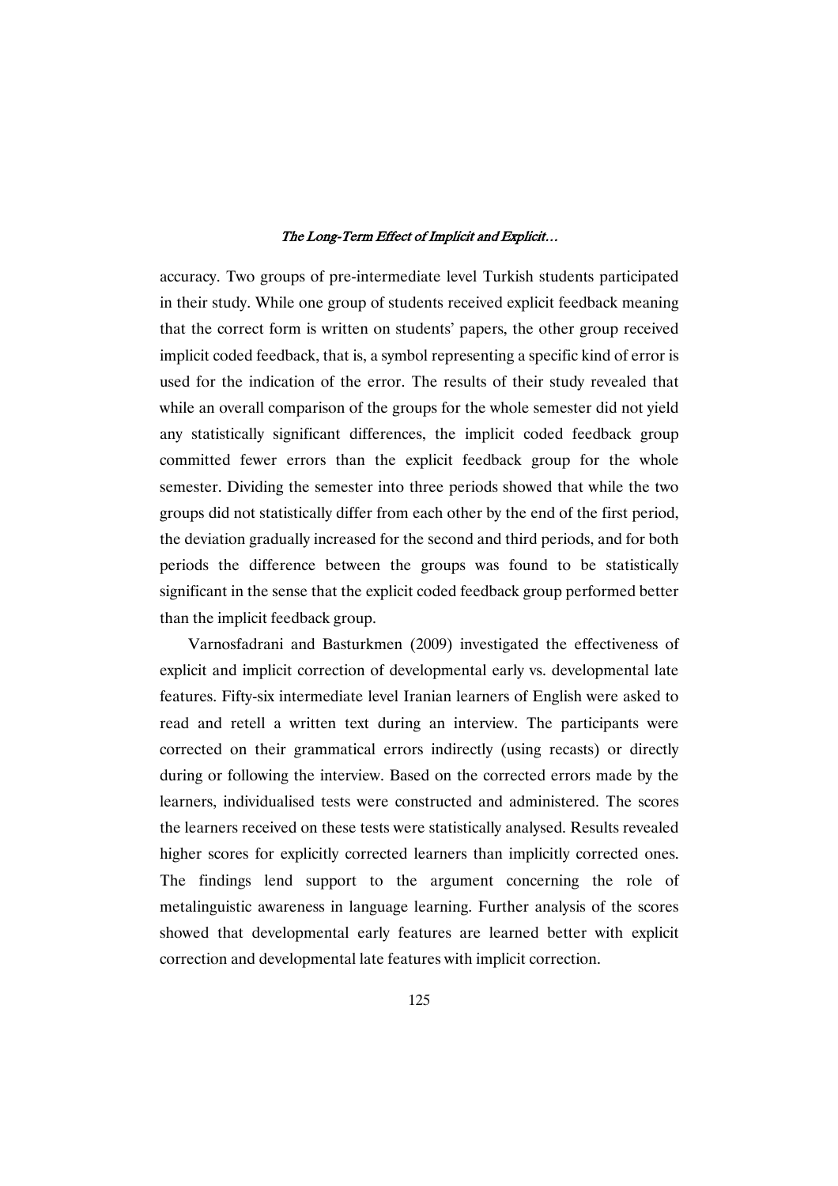accuracy. Two groups of pre-intermediate level Turkish students participated in their study. While one group of students received explicit feedback meaning that the correct form is written on students' papers, the other group received implicit coded feedback, that is, a symbol representing a specific kind of error is used for the indication of the error. The results of their study revealed that while an overall comparison of the groups for the whole semester did not yield any statistically significant differences, the implicit coded feedback group committed fewer errors than the explicit feedback group for the whole semester. Dividing the semester into three periods showed that while the two groups did not statistically differ from each other by the end of the first period, the deviation gradually increased for the second and third periods, and for both periods the difference between the groups was found to be statistically significant in the sense that the explicit coded feedback group performed better than the implicit feedback group.

Varnosfadrani and Basturkmen (2009) investigated the effectiveness of explicit and implicit correction of developmental early vs. developmental late features. Fifty-six intermediate level Iranian learners of English were asked to read and retell a written text during an interview. The participants were corrected on their grammatical errors indirectly (using recasts) or directly during or following the interview. Based on the corrected errors made by the learners, individualised tests were constructed and administered. The scores the learners received on these tests were statistically analysed. Results revealed higher scores for explicitly corrected learners than implicitly corrected ones. The findings lend support to the argument concerning the role of metalinguistic awareness in language learning. Further analysis of the scores showed that developmental early features are learned better with explicit correction and developmental late features with implicit correction.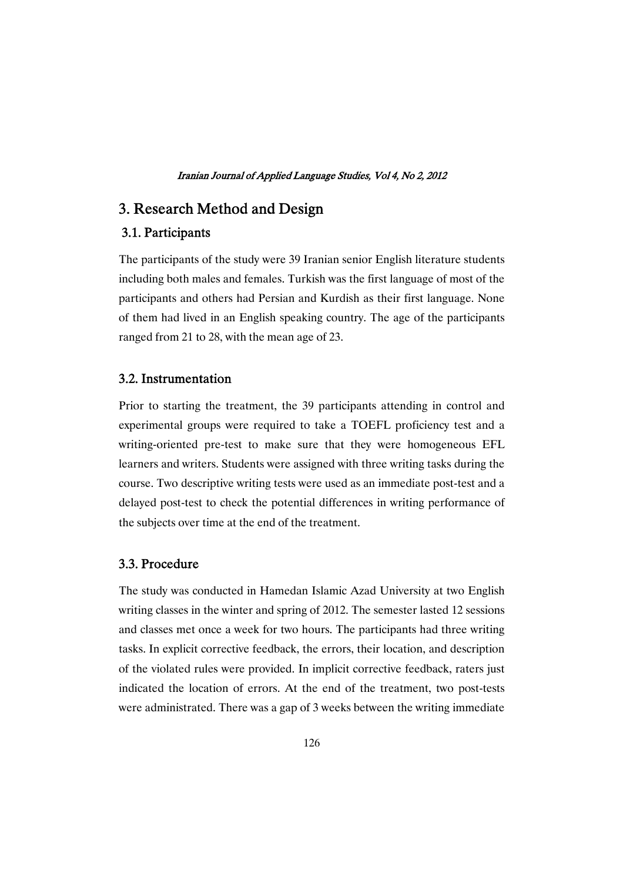## 3. Research Method and Design

### 3.1. Participants

The participants of the study were 39 Iranian senior English literature students including both males and females. Turkish was the first language of most of the participants and others had Persian and Kurdish as their first language. None of them had lived in an English speaking country. The age of the participants ranged from 21 to 28, with the mean age of 23.

### 3.2. Instrumentation

Prior to starting the treatment, the 39 participants attending in control and experimental groups were required to take a TOEFL proficiency test and a writing-oriented pre-test to make sure that they were homogeneous EFL learners and writers. Students were assigned with three writing tasks during the course. Two descriptive writing tests were used as an immediate post-test and a delayed post-test to check the potential differences in writing performance of the subjects over time at the end of the treatment.

### 3.3. Procedure

The study was conducted in Hamedan Islamic Azad University at two English writing classes in the winter and spring of 2012. The semester lasted 12 sessions and classes met once a week for two hours. The participants had three writing tasks. In explicit corrective feedback, the errors, their location, and description of the violated rules were provided. In implicit corrective feedback, raters just indicated the location of errors. At the end of the treatment, two post-tests were administrated. There was a gap of 3 weeks between the writing immediate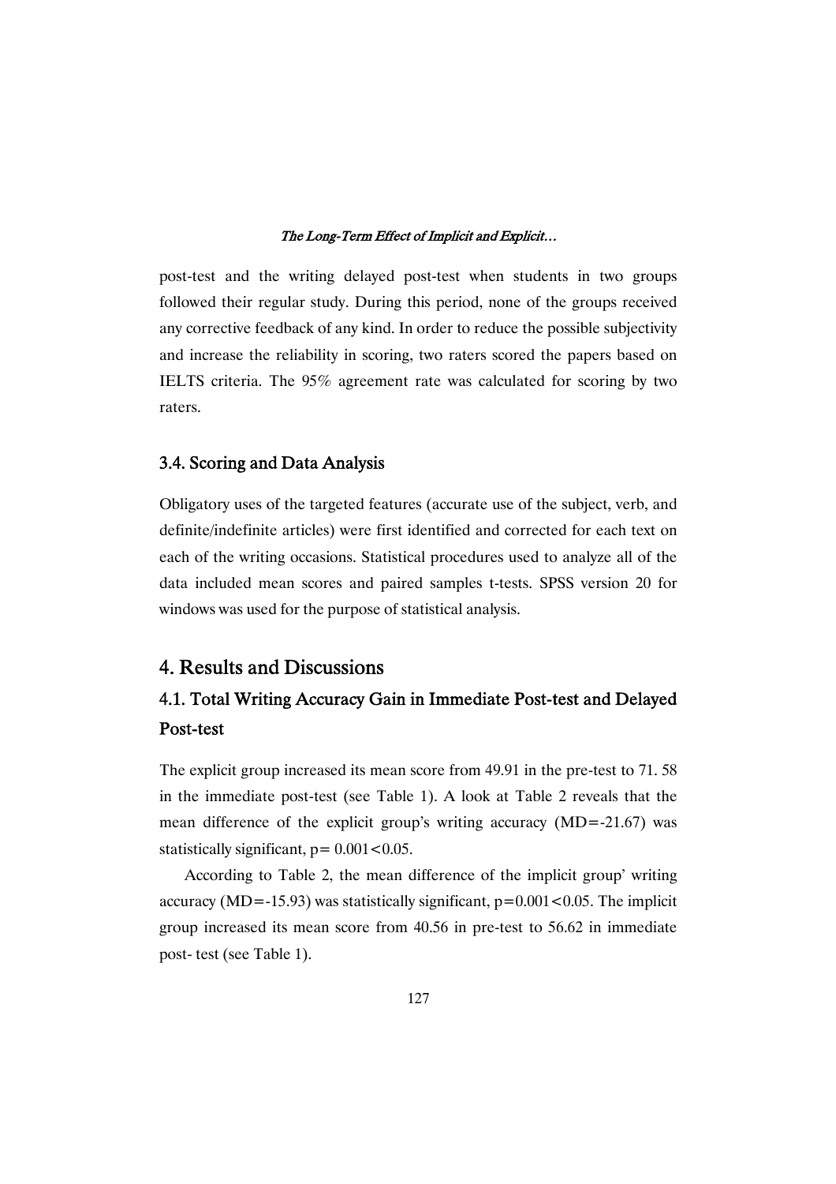post-test and the writing delayed post-test when students in two groups followed their regular study. During this period, none of the groups received any corrective feedback of any kind. In order to reduce the possible subjectivity and increase the reliability in scoring, two raters scored the papers based on IELTS criteria. The 95% agreement rate was calculated for scoring by two raters.

### 3.4. Scoring and Data Analysis

Obligatory uses of the targeted features (accurate use of the subject, verb, and definite/indefinite articles) were first identified and corrected for each text on each of the writing occasions. Statistical procedures used to analyze all of the data included mean scores and paired samples t-tests. SPSS version 20 for windows was used for the purpose of statistical analysis.

## 4. Results and Discussions

### 4.1. Total Writing Accuracy Gain in Immediate Post-test and Delayed Post-test

The explicit group increased its mean score from 49.91 in the pre-test to 71. 58 in the immediate post-test (see Table 1). A look at Table 2 reveals that the mean difference of the explicit group's writing accuracy (MD=-21.67) was statistically significant, $p= 0.001<0.05$.

According to Table 2, the mean difference of the implicit group' writing accuracy (MD=-15.93) was statistically significant, $p=0.001<0.05$. The implicit group increased its mean score from 40.56 in pre-test to 56.62 in immediate post- test (see Table 1).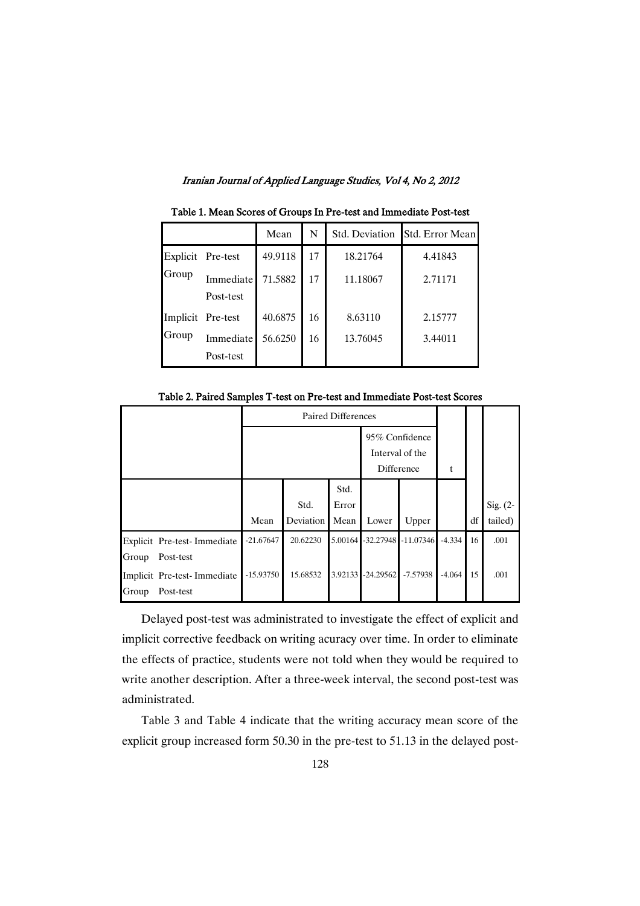**Table 1. Mean Scores of Groups In Pre-test and Immediate Post-test**

| | | Mean | N | Std. Deviation | Std. Error Mean |
|---|---|---|---|---|---|
| Explicit Group | Pre-test | 49.9118 | 17 | 18.21764 | 4.41843 |
| | Immediate Post-test | 71.5882 | 17 | 11.18067 | 2.71171 |
| Implicit Group | Pre-test | 40.6875 | 16 | 8.63110 | 2.15777 |
| | Immediate Post-test | 56.6250 | 16 | 13.76045 | 3.44011 |

**Table 2. Paired Samples T-test on Pre-test and Immediate Post-test Scores**

| | Paired Differences | | | | | t | df | Sig. (2-tailed) |
|---|---|---|---|---|---|---|---|---|
| | | | | 95% Confidence Interval of the Difference | | | | |
| | Mean | Std. Deviation | Std. Error Mean | Lower | Upper | | | |
| Explicit Group Pre-test- Immediate Post-test | -21.67647 | 20.62230 | 5.00164 | -32.27948 | -11.07346 | -4.334 | 16 | .001 |
| Implicit Group Pre-test- Immediate Post-test | -15.93750 | 15.68532 | 3.92133 | -24.29562 | -7.57938 | -4.064 | 15 | .001 |

Delayed post-test was administrated to investigate the effect of explicit and implicit corrective feedback on writing acuracy over time. In order to eliminate the effects of practice, students were not told when they would be required to write another description. After a three-week interval, the second post-test was administrated.

Table 3 and Table 4 indicate that the writing accuracy mean score of the explicit group increased form 50.30 in the pre-test to 51.13 in the delayed post-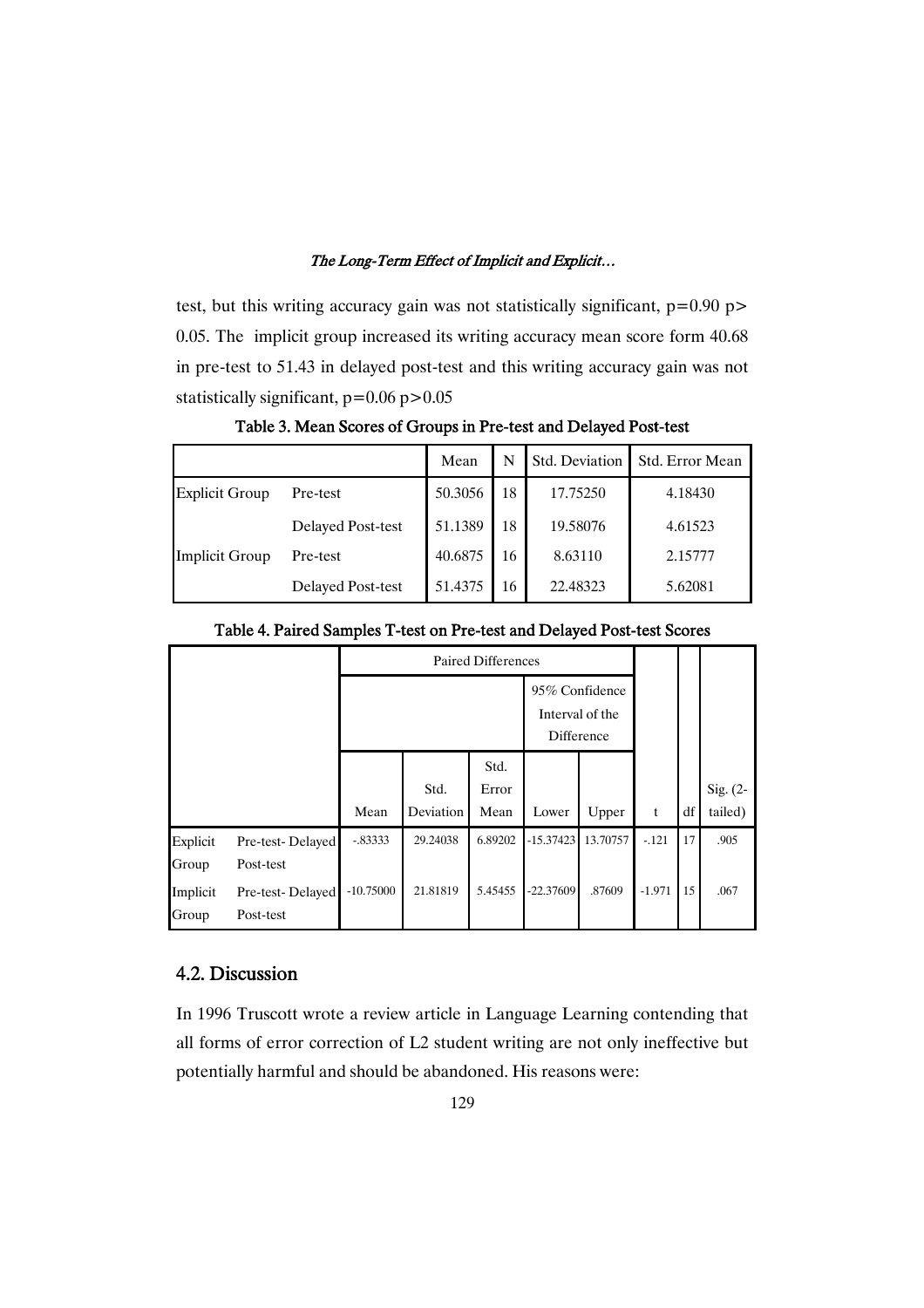test, but this writing accuracy gain was not statistically significant, $p=0.90$ $p>0.05$. The implicit group increased its writing accuracy mean score form 40.68 in pre-test to 51.43 in delayed post-test and this writing accuracy gain was not statistically significant, $p=0.06$ $p>0.05$

**Table 3. Mean Scores of Groups in Pre-test and Delayed Post-test**

| | | Mean | N | Std. Deviation | Std. Error Mean |
|---|---|---|---|---|---|
| Explicit Group | Pre-test | 50.3056 | 18 | 17.75250 | 4.18430 |
| | Delayed Post-test | 51.1389 | 18 | 19.58076 | 4.61523 |
| Implicit Group | Pre-test | 40.6875 | 16 | 8.63110 | 2.15777 |
| | Delayed Post-test | 51.4375 | 16 | 22.48323 | 5.62081 |

**Table 4. Paired Samples T-test on Pre-test and Delayed Post-test Scores**

| | | Paired Differences | | | | | | | |
|---|---|---|---|---|---|---|---|---|---|
| | | | | | 95% Confidence Interval of the Difference | | | | |
| | | Mean | Std. Deviation | Std. Error Mean | Lower | Upper | t | df | Sig. (2-tailed) |
| Explicit Group | Pre-test- Delayed Post-test | -.83333 | 29.24038 | 6.89202 | -15.37423 | 13.70757 | -.121 | 17 | .905 |
| Implicit Group | Pre-test- Delayed Post-test | -10.75000 | 21.81819 | 5.45455 | -22.37609 | .87609 | -1.971 | 15 | .067 |

## 4.2. Discussion

In 1996 Truscott wrote a review article in Language Learning contending that all forms of error correction of L2 student writing are not only ineffective but potentially harmful and should be abandoned. His reasons were: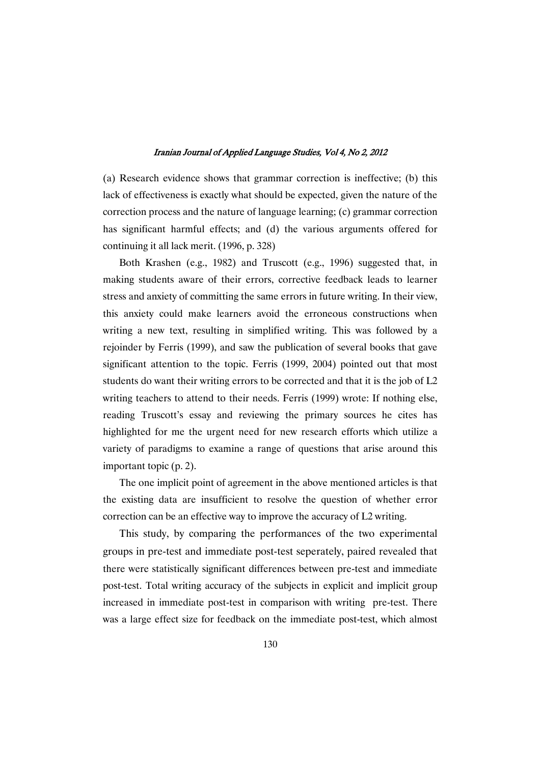(a) Research evidence shows that grammar correction is ineffective; (b) this lack of effectiveness is exactly what should be expected, given the nature of the correction process and the nature of language learning; (c) grammar correction has significant harmful effects; and (d) the various arguments offered for continuing it all lack merit. (1996, p. 328)

Both Krashen (e.g., 1982) and Truscott (e.g., 1996) suggested that, in making students aware of their errors, corrective feedback leads to learner stress and anxiety of committing the same errors in future writing. In their view, this anxiety could make learners avoid the erroneous constructions when writing a new text, resulting in simplified writing. This was followed by a rejoinder by Ferris (1999), and saw the publication of several books that gave significant attention to the topic. Ferris (1999, 2004) pointed out that most students do want their writing errors to be corrected and that it is the job of L2 writing teachers to attend to their needs. Ferris (1999) wrote: If nothing else, reading Truscott's essay and reviewing the primary sources he cites has highlighted for me the urgent need for new research efforts which utilize a variety of paradigms to examine a range of questions that arise around this important topic (p. 2).

The one implicit point of agreement in the above mentioned articles is that the existing data are insufficient to resolve the question of whether error correction can be an effective way to improve the accuracy of L2 writing.

This study, by comparing the performances of the two experimental groups in pre-test and immediate post-test seperately, paired revealed that there were statistically significant differences between pre-test and immediate post-test. Total writing accuracy of the subjects in explicit and implicit group increased in immediate post-test in comparison with writing pre-test. There was a large effect size for feedback on the immediate post-test, which almost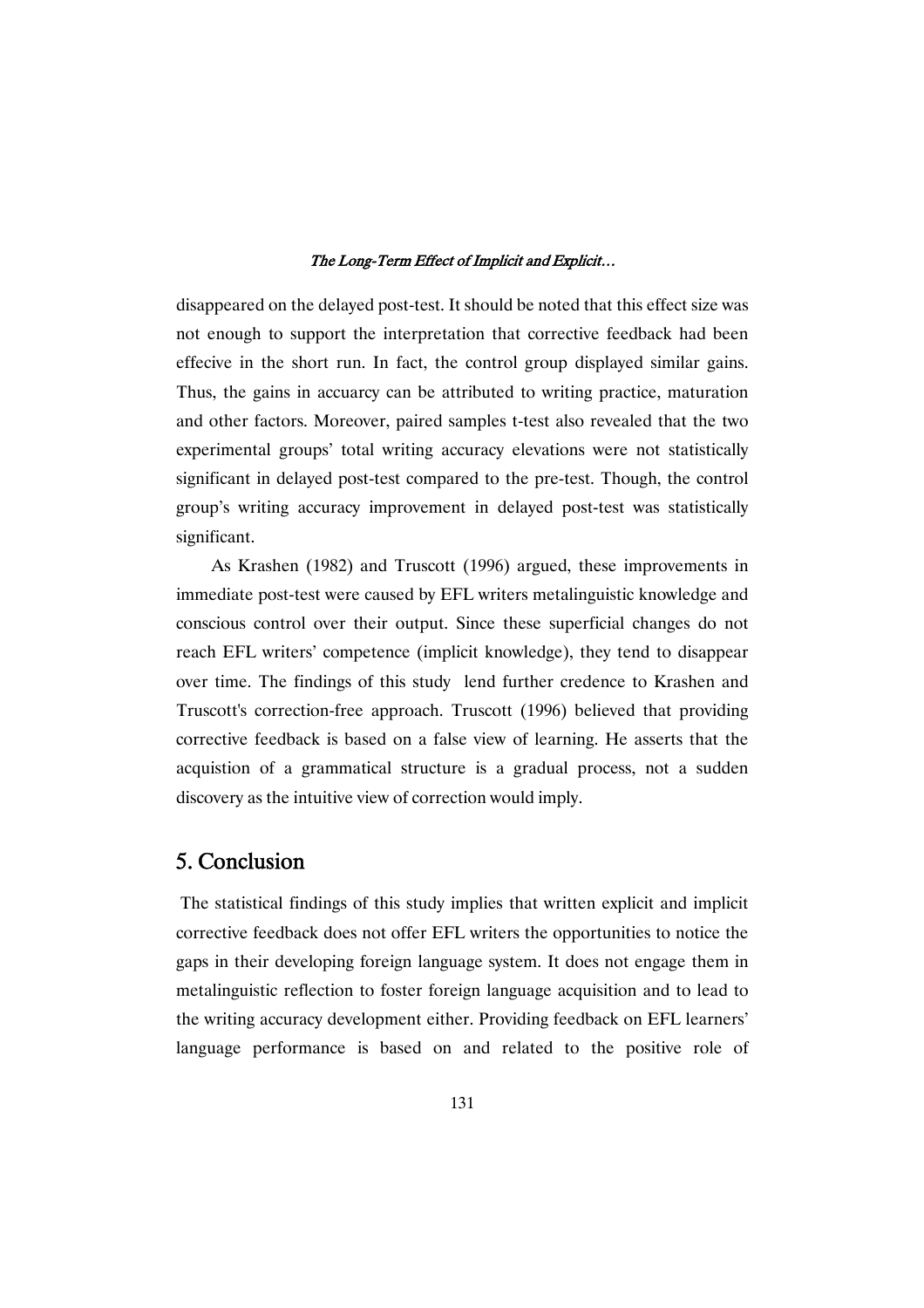disappeared on the delayed post-test. It should be noted that this effect size was not enough to support the interpretation that corrective feedback had been effecive in the short run. In fact, the control group displayed similar gains. Thus, the gains in accuarcy can be attributed to writing practice, maturation and other factors. Moreover, paired samples t-test also revealed that the two experimental groups' total writing accuracy elevations were not statistically significant in delayed post-test compared to the pre-test. Though, the control group's writing accuracy improvement in delayed post-test was statistically significant.

As Krashen (1982) and Truscott (1996) argued, these improvements in immediate post-test were caused by EFL writers metalinguistic knowledge and conscious control over their output. Since these superficial changes do not reach EFL writers' competence (implicit knowledge), they tend to disappear over time. The findings of this study lend further credence to Krashen and Truscott's correction-free approach. Truscott (1996) believed that providing corrective feedback is based on a false view of learning. He asserts that the acquistion of a grammatical structure is a gradual process, not a sudden discovery as the intuitive view of correction would imply.

## 5. Conclusion

The statistical findings of this study implies that written explicit and implicit corrective feedback does not offer EFL writers the opportunities to notice the gaps in their developing foreign language system. It does not engage them in metalinguistic reflection to foster foreign language acquisition and to lead to the writing accuracy development either. Providing feedback on EFL learners' language performance is based on and related to the positive role of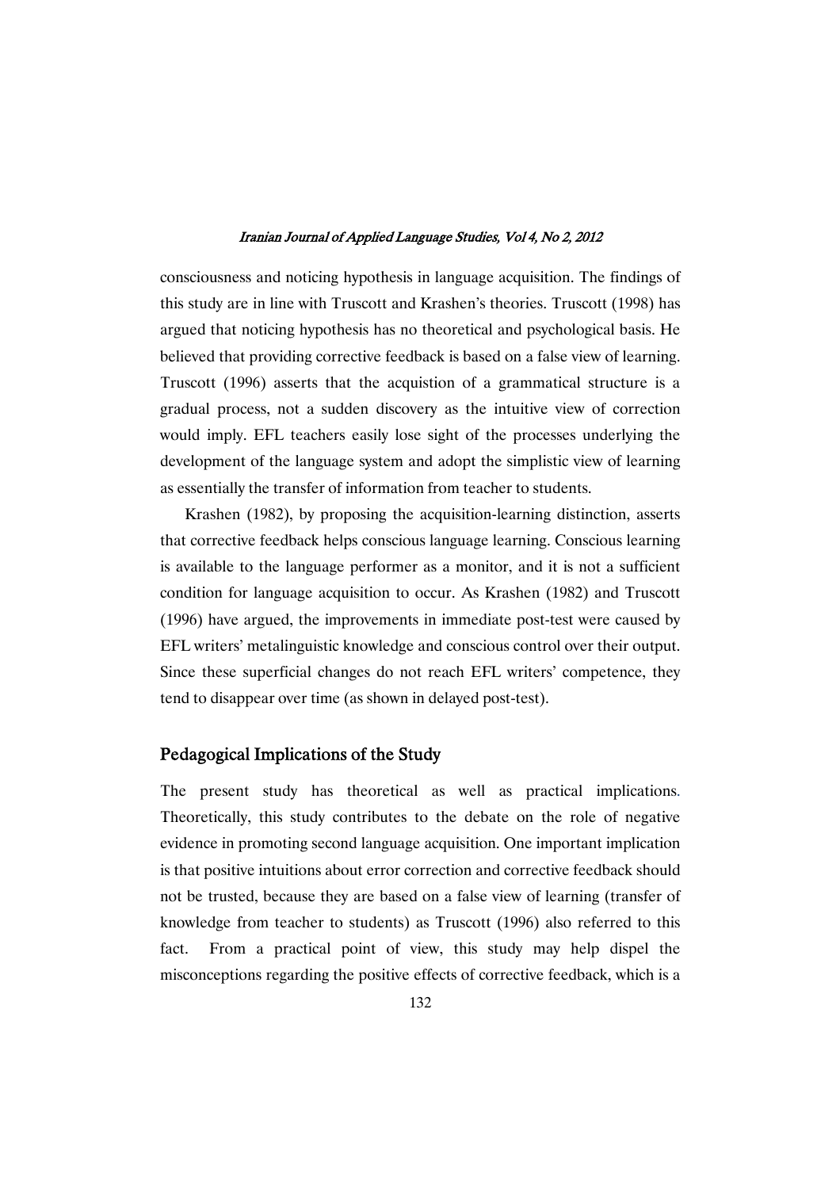consciousness and noticing hypothesis in language acquisition. The findings of this study are in line with Truscott and Krashen's theories. Truscott (1998) has argued that noticing hypothesis has no theoretical and psychological basis. He believed that providing corrective feedback is based on a false view of learning. Truscott (1996) asserts that the acquistion of a grammatical structure is a gradual process, not a sudden discovery as the intuitive view of correction would imply. EFL teachers easily lose sight of the processes underlying the development of the language system and adopt the simplistic view of learning as essentially the transfer of information from teacher to students.

Krashen (1982), by proposing the acquisition-learning distinction, asserts that corrective feedback helps conscious language learning. Conscious learning is available to the language performer as a monitor, and it is not a sufficient condition for language acquisition to occur. As Krashen (1982) and Truscott (1996) have argued, the improvements in immediate post-test were caused by EFL writers' metalinguistic knowledge and conscious control over their output. Since these superficial changes do not reach EFL writers' competence, they tend to disappear over time (as shown in delayed post-test).

## Pedagogical Implications of the Study

The present study has theoretical as well as practical implications. Theoretically, this study contributes to the debate on the role of negative evidence in promoting second language acquisition. One important implication is that positive intuitions about error correction and corrective feedback should not be trusted, because they are based on a false view of learning (transfer of knowledge from teacher to students) as Truscott (1996) also referred to this fact. From a practical point of view, this study may help dispel the misconceptions regarding the positive effects of corrective feedback, which is a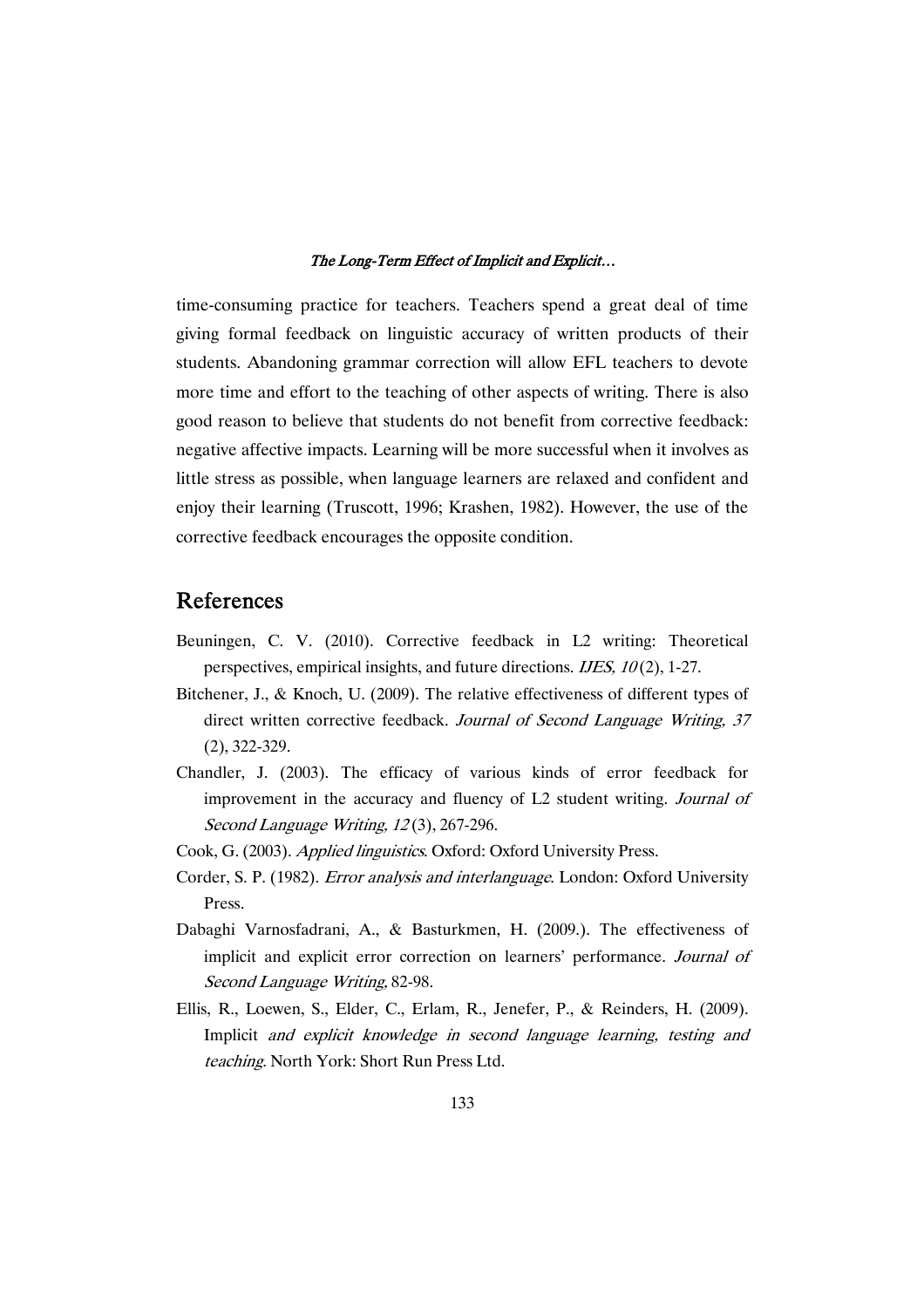time-consuming practice for teachers. Teachers spend a great deal of time giving formal feedback on linguistic accuracy of written products of their students. Abandoning grammar correction will allow EFL teachers to devote more time and effort to the teaching of other aspects of writing. There is also good reason to believe that students do not benefit from corrective feedback: negative affective impacts. Learning will be more successful when it involves as little stress as possible, when language learners are relaxed and confident and enjoy their learning (Truscott, 1996; Krashen, 1982). However, the use of the corrective feedback encourages the opposite condition.

## References

Beuningen, C. V. (2010). Corrective feedback in L2 writing: Theoretical perspectives, empirical insights, and future directions. *IJES, 10* (2), 1-27.

Bitchener, J., & Knoch, U. (2009). The relative effectiveness of different types of direct written corrective feedback. *Journal of Second Language Writing, 37* (2), 322-329.

Chandler, J. (2003). The efficacy of various kinds of error feedback for improvement in the accuracy and fluency of L2 student writing. *Journal of Second Language Writing, 12* (3), 267-296.

Cook, G. (2003). *Applied linguistics*. Oxford: Oxford University Press.

Corder, S. P. (1982). *Error analysis and interlanguage*. London: Oxford University Press.

Dabaghi Varnosfadrani, A., & Basturkmen, H. (2009.). The effectiveness of implicit and explicit error correction on learners' performance. *Journal of Second Language Writing,* 82-98.

Ellis, R., Loewen, S., Elder, C., Erlam, R., Jenefer, P., & Reinders, H. (2009). Implicit *and explicit knowledge in second language learning, testing and teaching*. North York: Short Run Press Ltd.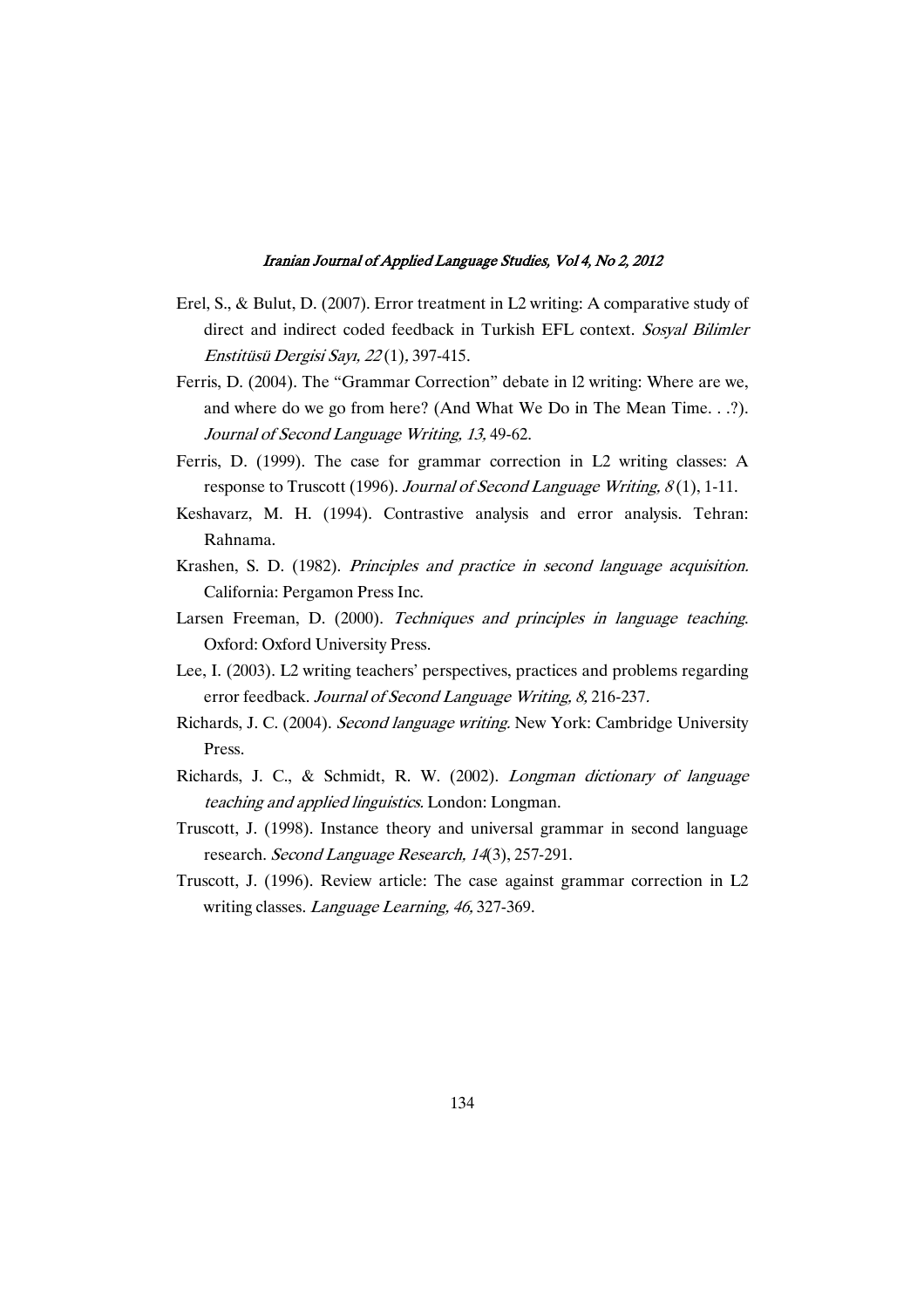Erel, S., & Bulut, D. (2007). Error treatment in L2 writing: A comparative study of direct and indirect coded feedback in Turkish EFL context. *Sosyal Bilimler Enstitüsü Dergisi Sayı, 22* (1), 397-415.

Ferris, D. (2004). The "Grammar Correction" debate in l2 writing: Where are we, and where do we go from here? (And What We Do in The Mean Time. . .?). *Journal of Second Language Writing, 13,* 49-62.

Ferris, D. (1999). The case for grammar correction in L2 writing classes: A response to Truscott (1996). *Journal of Second Language Writing, 8* (1), 1-11.

Keshavarz, M. H. (1994). Contrastive analysis and error analysis. Tehran: Rahnama.

Krashen, S. D. (1982). *Principles and practice in second language acquisition.* California: Pergamon Press Inc.

Larsen Freeman, D. (2000). *Techniques and principles in language teaching.* Oxford: Oxford University Press.

Lee, I. (2003). L2 writing teachers' perspectives, practices and problems regarding error feedback. *Journal of Second Language Writing, 8,* 216-237.

Richards, J. C. (2004). *Second language writing.* New York: Cambridge University Press.

Richards, J. C., & Schmidt, R. W. (2002). *Longman dictionary of language teaching and applied linguistics.* London: Longman.

Truscott, J. (1998). Instance theory and universal grammar in second language research. *Second Language Research, 14*(3), 257-291.

Truscott, J. (1996). Review article: The case against grammar correction in L2 writing classes. *Language Learning, 46,* 327-369.